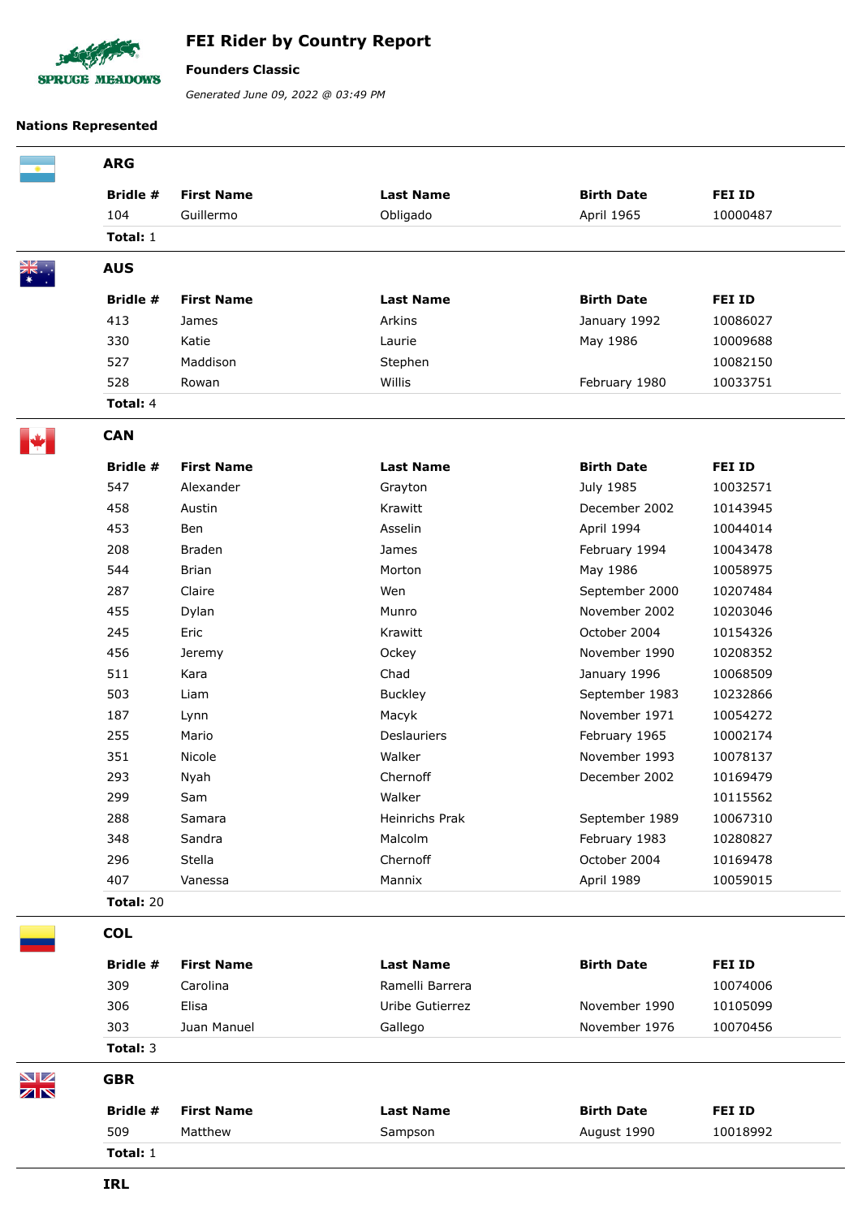# FEI Rider by Country Report

**Founders Classic**

*Generated June 09, 2022 @ 03:49 PM*

**Nations Represented**

## ARG

| Bridle # | First Name | Last Name | Birth Date | FEI ID |
|---|---|---|---|---|
| 104 | Guillermo | Obligado | April 1965 | 10000487 |

**Total:** 1

## AUS

| Bridle # | First Name | Last Name | Birth Date | FEI ID |
|---|---|---|---|---|
| 413 | James | Arkins | January 1992 | 10086027 |
| 330 | Katie | Laurie | May 1986 | 10009688 |
| 527 | Maddison | Stephen | | 10082150 |
| 528 | Rowan | Willis | February 1980 | 10033751 |

**Total:** 4

## CAN

| Bridle # | First Name | Last Name | Birth Date | FEI ID |
|---|---|---|---|---|
| 547 | Alexander | Grayton | July 1985 | 10032571 |
| 458 | Austin | Krawitt | December 2002 | 10143945 |
| 453 | Ben | Asselin | April 1994 | 10044014 |
| 208 | Braden | James | February 1994 | 10043478 |
| 544 | Brian | Morton | May 1986 | 10058975 |
| 287 | Claire | Wen | September 2000 | 10207484 |
| 455 | Dylan | Munro | November 2002 | 10203046 |
| 245 | Eric | Krawitt | October 2004 | 10154326 |
| 456 | Jeremy | Ockey | November 1990 | 10208352 |
| 511 | Kara | Chad | January 1996 | 10068509 |
| 503 | Liam | Buckley | September 1983 | 10232866 |
| 187 | Lynn | Macyk | November 1971 | 10054272 |
| 255 | Mario | Deslauriers | February 1965 | 10002174 |
| 351 | Nicole | Walker | November 1993 | 10078137 |
| 293 | Nyah | Chernoff | December 2002 | 10169479 |
| 299 | Sam | Walker | | 10115562 |
| 288 | Samara | Heinrichs Prak | September 1989 | 10067310 |
| 348 | Sandra | Malcolm | February 1983 | 10280827 |
| 296 | Stella | Chernoff | October 2004 | 10169478 |
| 407 | Vanessa | Mannix | April 1989 | 10059015 |

**Total:** 20

## COL

| Bridle # | First Name | Last Name | Birth Date | FEI ID |
|---|---|---|---|---|
| 309 | Carolina | Ramelli Barrera | | 10074006 |
| 306 | Elisa | Uribe Gutierrez | November 1990 | 10105099 |
| 303 | Juan Manuel | Gallego | November 1976 | 10070456 |

**Total:** 3

## GBR

| Bridle # | First Name | Last Name | Birth Date | FEI ID |
|---|---|---|---|---|
| 509 | Matthew | Sampson | August 1990 | 10018992 |

**Total:** 1

## IRL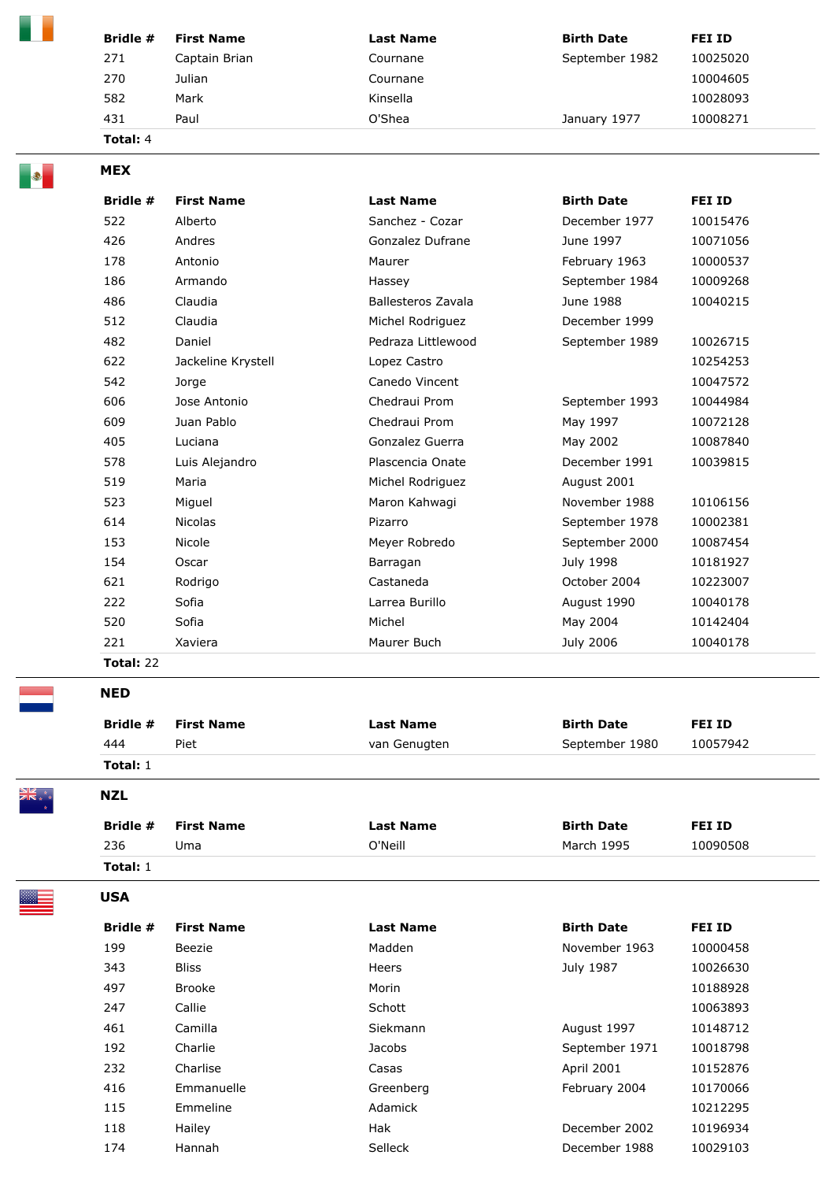| Bridle # | First Name | Last Name | Birth Date | FEI ID |
|---|---|---|---|---|
| 271 | Captain Brian | Cournane | September 1982 | 10025020 |
| 270 | Julian | Cournane | | 10004605 |
| 582 | Mark | Kinsella | | 10028093 |
| 431 | Paul | O'Shea | January 1977 | 10008271 |

**Total:** 4

### MEX

| Bridle # | First Name | Last Name | Birth Date | FEI ID |
|---|---|---|---|---|
| 522 | Alberto | Sanchez - Cozar | December 1977 | 10015476 |
| 426 | Andres | Gonzalez Dufrane | June 1997 | 10071056 |
| 178 | Antonio | Maurer | February 1963 | 10000537 |
| 186 | Armando | Hassey | September 1984 | 10009268 |
| 486 | Claudia | Ballesteros Zavala | June 1988 | 10040215 |
| 512 | Claudia | Michel Rodriguez | December 1999 | |
| 482 | Daniel | Pedraza Littlewood | September 1989 | 10026715 |
| 622 | Jackeline Krystell | Lopez Castro | | 10254253 |
| 542 | Jorge | Canedo Vincent | | 10047572 |
| 606 | Jose Antonio | Chedraui Prom | September 1993 | 10044984 |
| 609 | Juan Pablo | Chedraui Prom | May 1997 | 10072128 |
| 405 | Luciana | Gonzalez Guerra | May 2002 | 10087840 |
| 578 | Luis Alejandro | Plascencia Onate | December 1991 | 10039815 |
| 519 | Maria | Michel Rodriguez | August 2001 | |
| 523 | Miguel | Maron Kahwagi | November 1988 | 10106156 |
| 614 | Nicolas | Pizarro | September 1978 | 10002381 |
| 153 | Nicole | Meyer Robredo | September 2000 | 10087454 |
| 154 | Oscar | Barragan | July 1998 | 10181927 |
| 621 | Rodrigo | Castaneda | October 2004 | 10223007 |
| 222 | Sofia | Larrea Burillo | August 1990 | 10040178 |
| 520 | Sofia | Michel | May 2004 | 10142404 |
| 221 | Xaviera | Maurer Buch | July 2006 | 10040178 |

**Total:** 22

### NED

| Bridle # | First Name | Last Name | Birth Date | FEI ID |
|---|---|---|---|---|
| 444 | Piet | van Genugten | September 1980 | 10057942 |

**Total:** 1

### NZL

| Bridle # | First Name | Last Name | Birth Date | FEI ID |
|---|---|---|---|---|
| 236 | Uma | O'Neill | March 1995 | 10090508 |

**Total:** 1

### USA

| Bridle # | First Name | Last Name | Birth Date | FEI ID |
|---|---|---|---|---|
| 199 | Beezie | Madden | November 1963 | 10000458 |
| 343 | Bliss | Heers | July 1987 | 10026630 |
| 497 | Brooke | Morin | | 10188928 |
| 247 | Callie | Schott | | 10063893 |
| 461 | Camilla | Siekmann | August 1997 | 10148712 |
| 192 | Charlie | Jacobs | September 1971 | 10018798 |
| 232 | Charlise | Casas | April 2001 | 10152876 |
| 416 | Emmanuelle | Greenberg | February 2004 | 10170066 |
| 115 | Emmeline | Adamick | | 10212295 |
| 118 | Hailey | Hak | December 2002 | 10196934 |
| 174 | Hannah | Selleck | December 1988 | 10029103 |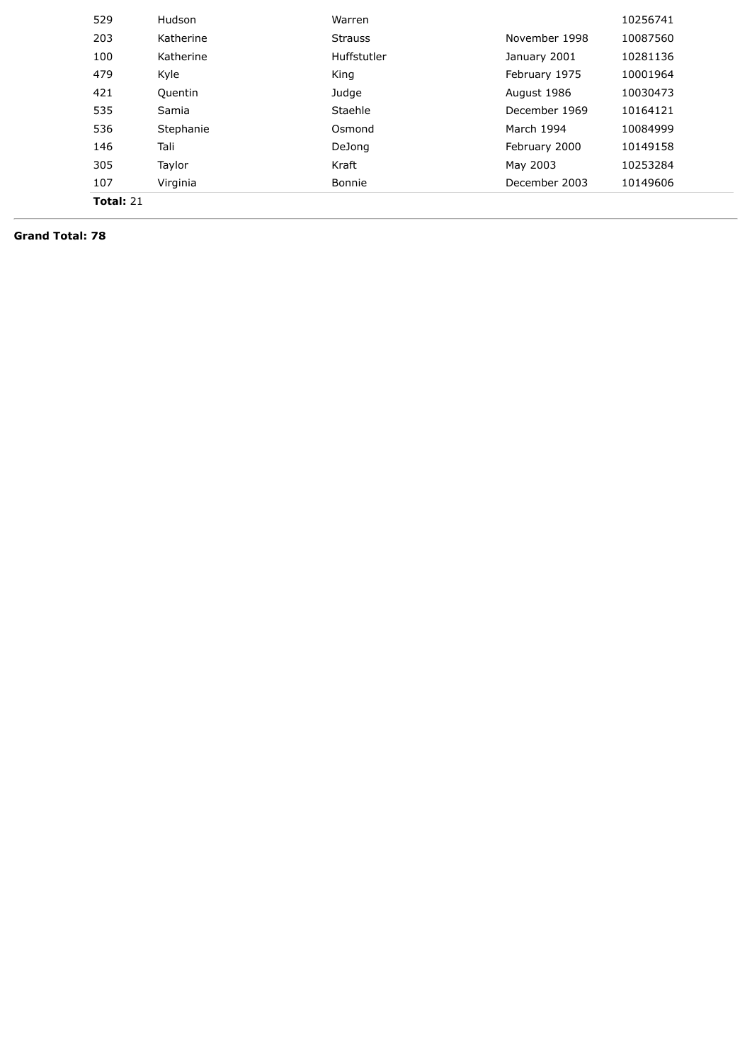| | | | | |
|---|---|---|---|---|
| 529 | Hudson | Warren | | 10256741 |
| 203 | Katherine | Strauss | November 1998 | 10087560 |
| 100 | Katherine | Huffstutler | January 2001 | 10281136 |
| 479 | Kyle | King | February 1975 | 10001964 |
| 421 | Quentin | Judge | August 1986 | 10030473 |
| 535 | Samia | Staehle | December 1969 | 10164121 |
| 536 | Stephanie | Osmond | March 1994 | 10084999 |
| 146 | Tali | DeJong | February 2000 | 10149158 |
| 305 | Taylor | Kraft | May 2003 | 10253284 |
| 107 | Virginia | Bonnie | December 2003 | 10149606 |

**Total:** 21

**Grand Total: 78**